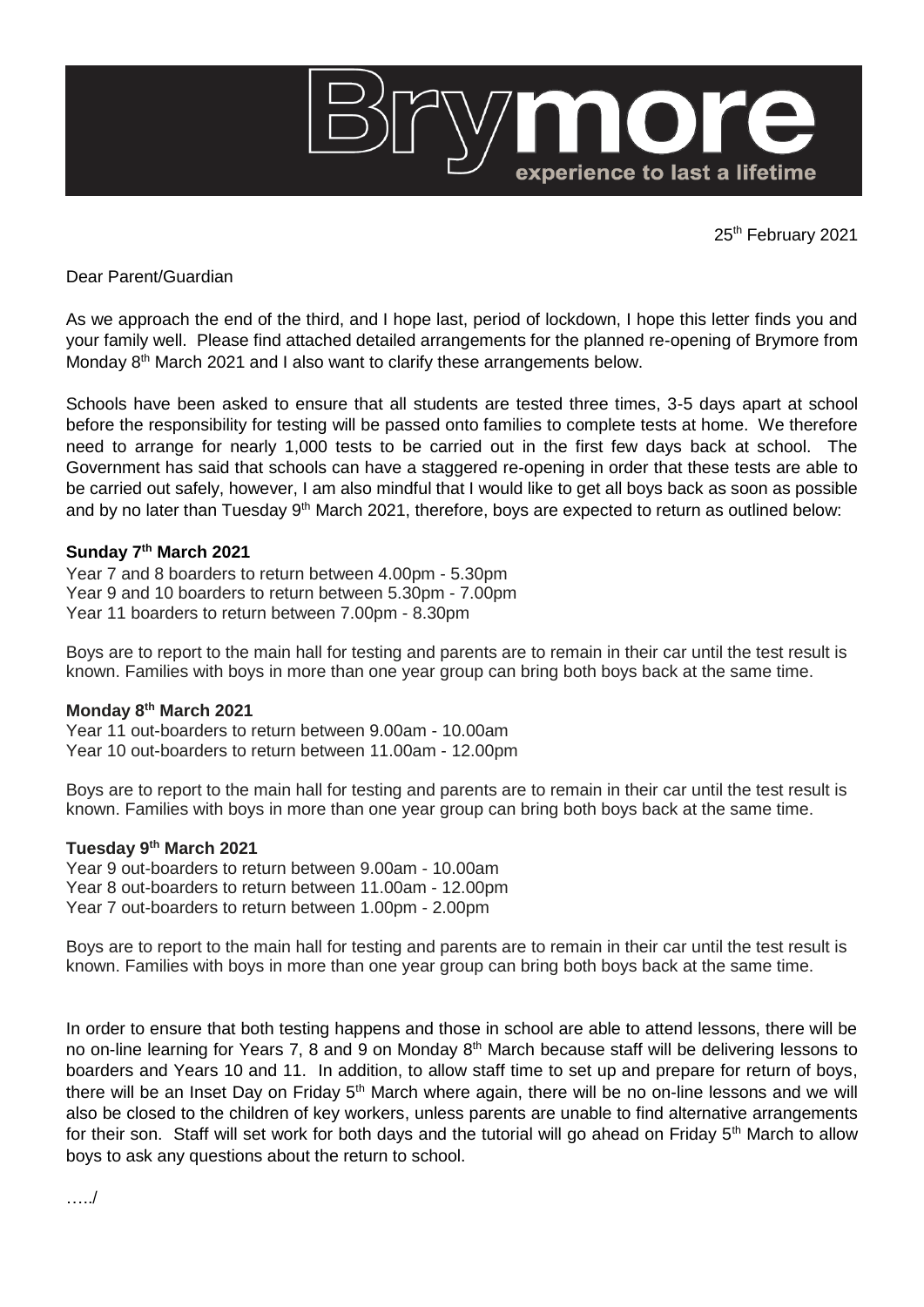# Brymore

experience to last a lifetime

25th February 2021

Dear Parent/Guardian

As we approach the end of the third, and I hope last, period of lockdown, I hope this letter finds you and your family well. Please find attached detailed arrangements for the planned re-opening of Brymore from Monday 8th March 2021 and I also want to clarify these arrangements below.

Schools have been asked to ensure that all students are tested three times, 3-5 days apart at school before the responsibility for testing will be passed onto families to complete tests at home. We therefore need to arrange for nearly 1,000 tests to be carried out in the first few days back at school. The Government has said that schools can have a staggered re-opening in order that these tests are able to be carried out safely, however, I am also mindful that I would like to get all boys back as soon as possible and by no later than Tuesday 9th March 2021, therefore, boys are expected to return as outlined below:

**Sunday 7th March 2021**

Year 7 and 8 boarders to return between 4.00pm - 5.30pm
Year 9 and 10 boarders to return between 5.30pm - 7.00pm
Year 11 boarders to return between 7.00pm - 8.30pm

Boys are to report to the main hall for testing and parents are to remain in their car until the test result is known. Families with boys in more than one year group can bring both boys back at the same time.

**Monday 8th March 2021**

Year 11 out-boarders to return between 9.00am - 10.00am
Year 10 out-boarders to return between 11.00am - 12.00pm

Boys are to report to the main hall for testing and parents are to remain in their car until the test result is known. Families with boys in more than one year group can bring both boys back at the same time.

**Tuesday 9th March 2021**

Year 9 out-boarders to return between 9.00am - 10.00am
Year 8 out-boarders to return between 11.00am - 12.00pm
Year 7 out-boarders to return between 1.00pm - 2.00pm

Boys are to report to the main hall for testing and parents are to remain in their car until the test result is known. Families with boys in more than one year group can bring both boys back at the same time.

In order to ensure that both testing happens and those in school are able to attend lessons, there will be no on-line learning for Years 7, 8 and 9 on Monday 8th March because staff will be delivering lessons to boarders and Years 10 and 11. In addition, to allow staff time to set up and prepare for return of boys, there will be an Inset Day on Friday 5th March where again, there will be no on-line lessons and we will also be closed to the children of key workers, unless parents are unable to find alternative arrangements for their son. Staff will set work for both days and the tutorial will go ahead on Friday 5th March to allow boys to ask any questions about the return to school.

…../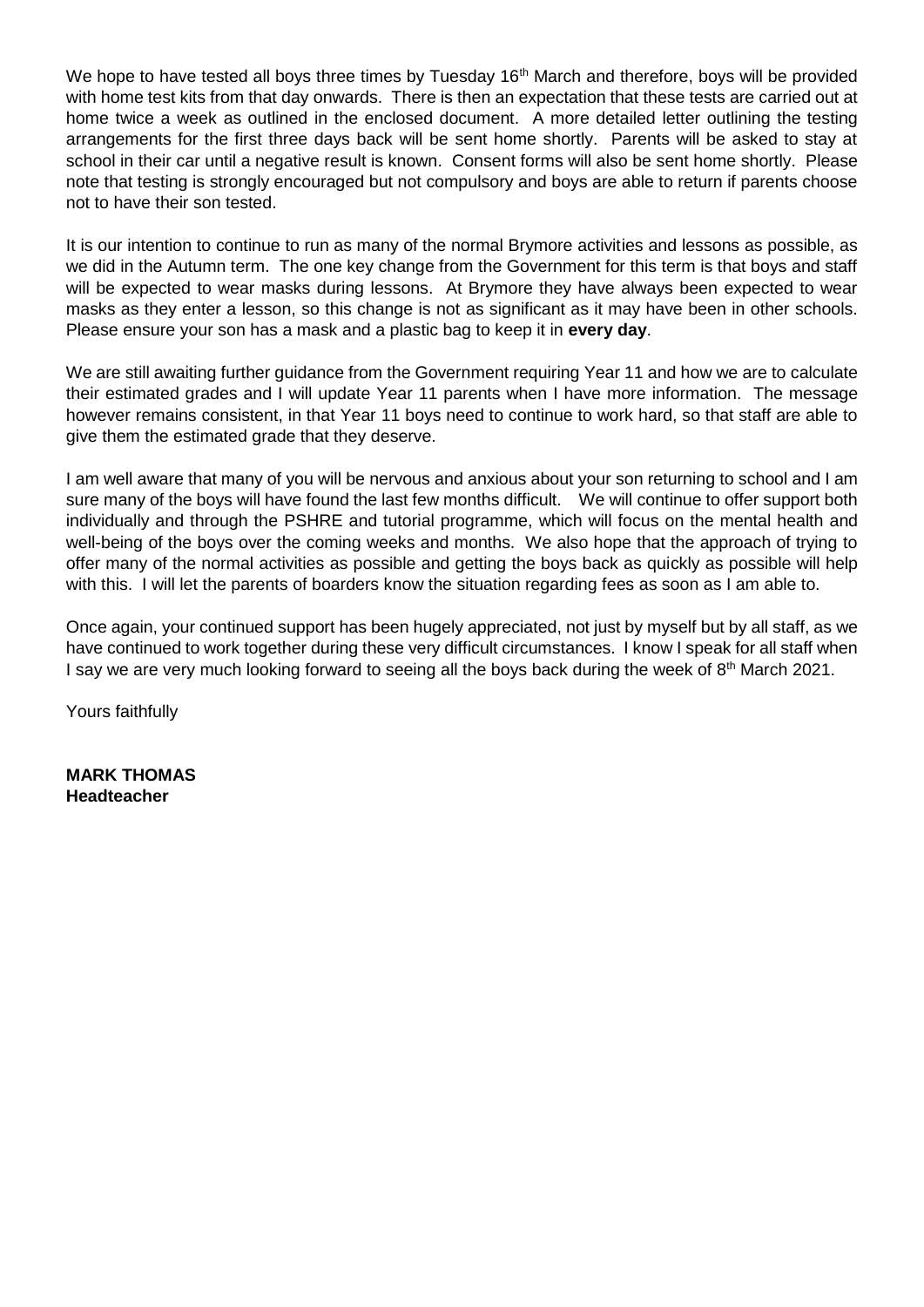We hope to have tested all boys three times by Tuesday 16th March and therefore, boys will be provided with home test kits from that day onwards. There is then an expectation that these tests are carried out at home twice a week as outlined in the enclosed document. A more detailed letter outlining the testing arrangements for the first three days back will be sent home shortly. Parents will be asked to stay at school in their car until a negative result is known. Consent forms will also be sent home shortly. Please note that testing is strongly encouraged but not compulsory and boys are able to return if parents choose not to have their son tested.

It is our intention to continue to run as many of the normal Brymore activities and lessons as possible, as we did in the Autumn term. The one key change from the Government for this term is that boys and staff will be expected to wear masks during lessons. At Brymore they have always been expected to wear masks as they enter a lesson, so this change is not as significant as it may have been in other schools. Please ensure your son has a mask and a plastic bag to keep it in **every day**.

We are still awaiting further guidance from the Government requiring Year 11 and how we are to calculate their estimated grades and I will update Year 11 parents when I have more information. The message however remains consistent, in that Year 11 boys need to continue to work hard, so that staff are able to give them the estimated grade that they deserve.

I am well aware that many of you will be nervous and anxious about your son returning to school and I am sure many of the boys will have found the last few months difficult. We will continue to offer support both individually and through the PSHRE and tutorial programme, which will focus on the mental health and well-being of the boys over the coming weeks and months. We also hope that the approach of trying to offer many of the normal activities as possible and getting the boys back as quickly as possible will help with this. I will let the parents of boarders know the situation regarding fees as soon as I am able to.

Once again, your continued support has been hugely appreciated, not just by myself but by all staff, as we have continued to work together during these very difficult circumstances. I know I speak for all staff when I say we are very much looking forward to seeing all the boys back during the week of 8th March 2021.

Yours faithfully

**MARK THOMAS**
**Headteacher**